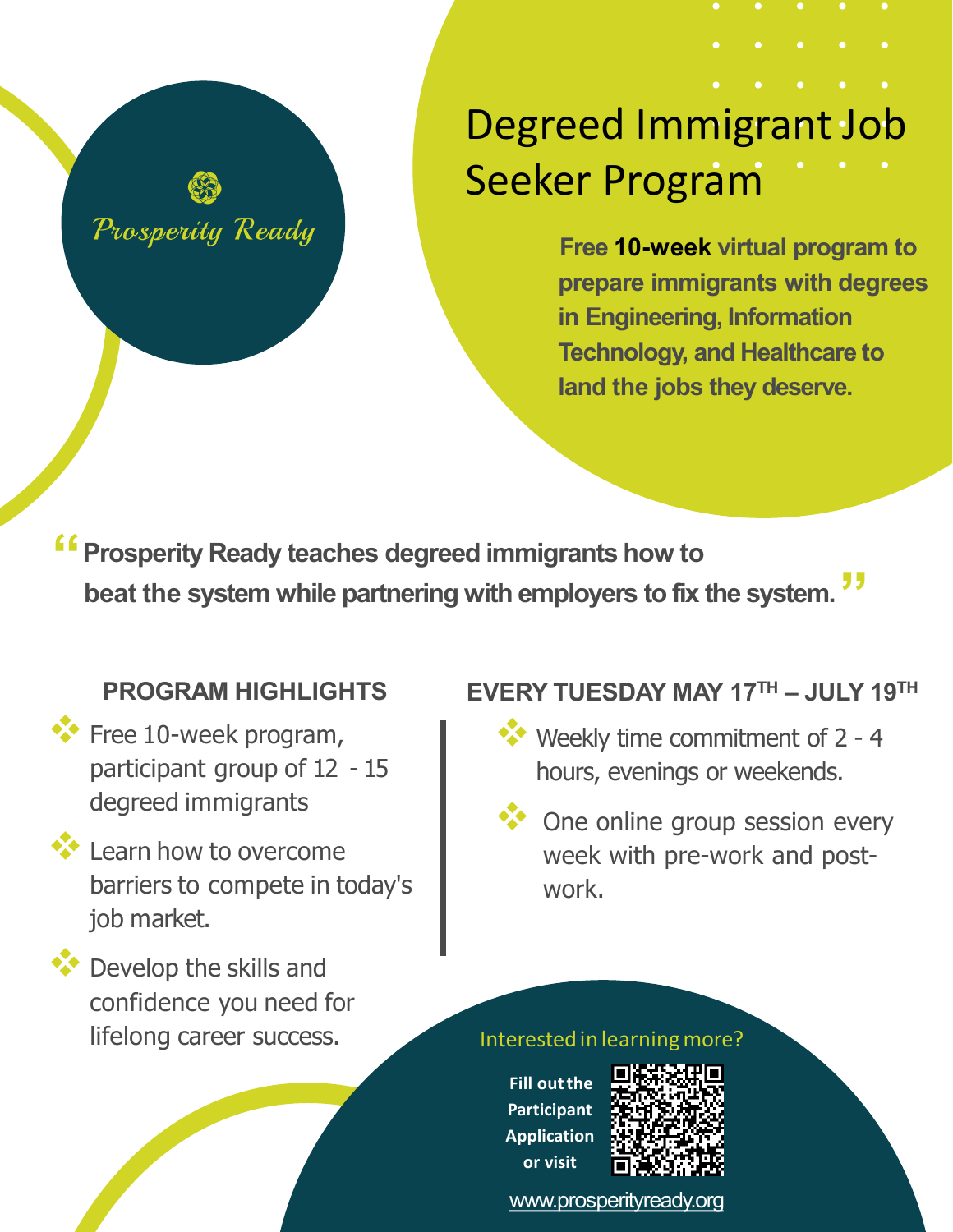Prosperity Ready

# Degreed Immigrant Job Seeker Program

**Free 10-week virtual program to prepare immigrants with degrees in Engineering, Information Technology, and Healthcare to land the jobs they deserve.**

> **"Prosperity Ready teaches degreed immigrants how to beat the system while partnering with employers to fix the system."**

## PROGRAM HIGHLIGHTS

- Free 10-week program, participant group of 12 - 15 degreed immigrants
- Learn how to overcome barriers to compete in today's job market.
- Develop the skills and confidence you need for lifelong career success.

## EVERY TUESDAY MAY 17TH – JULY 19TH

- Weekly time commitment of 2 - 4 hours, evenings or weekends.
- One online group session every week with pre-work and post-work.

Interested in learning more?

**Fill out the Participant Application or visit**

www.prosperityready.org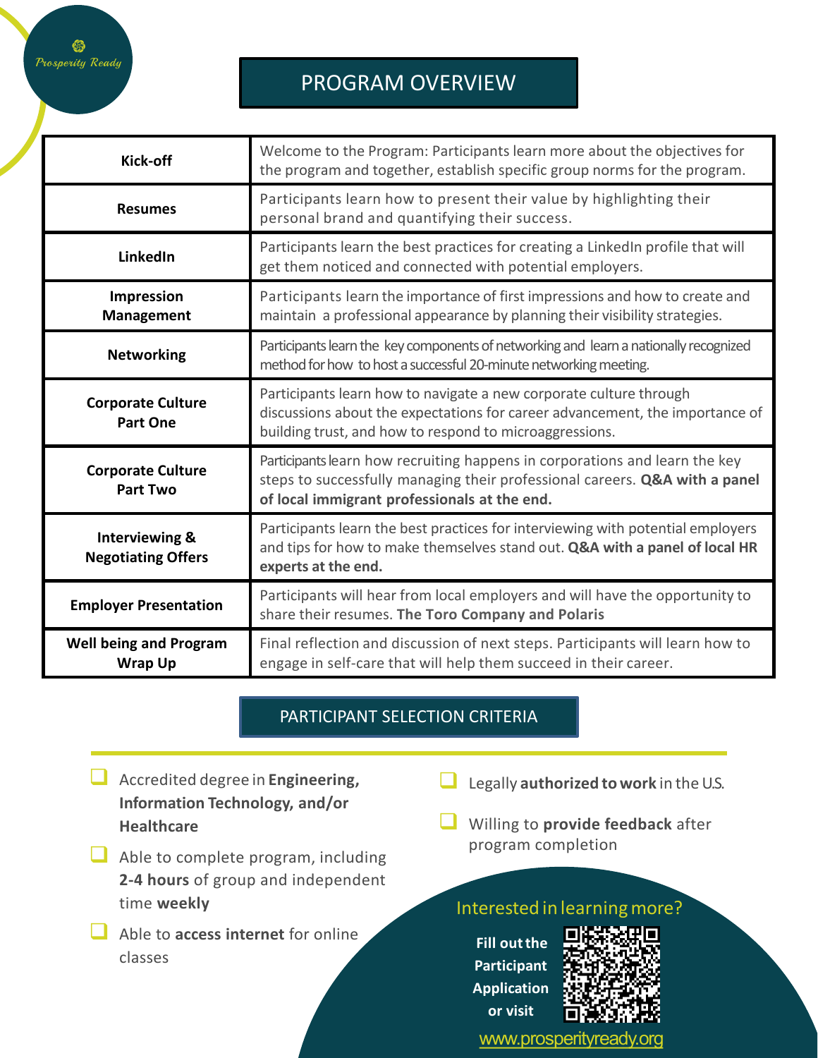Prosperity Ready

## PROGRAM OVERVIEW

| | |
|---|---|
| **Kick-off** | Welcome to the Program: Participants learn more about the objectives for the program and together, establish specific group norms for the program. |
| **Resumes** | Participants learn how to present their value by highlighting their personal brand and quantifying their success. |
| **LinkedIn** | Participants learn the best practices for creating a LinkedIn profile that will get them noticed and connected with potential employers. |
| **Impression Management** | Participants learn the importance of first impressions and how to create and maintain a professional appearance by planning their visibility strategies. |
| **Networking** | Participants learn the key components of networking and learn a nationally recognized method for how to host a successful 20-minute networking meeting. |
| **Corporate Culture Part One** | Participants learn how to navigate a new corporate culture through discussions about the expectations for career advancement, the importance of building trust, and how to respond to microaggressions. |
| **Corporate Culture Part Two** | Participants learn how recruiting happens in corporations and learn the key steps to successfully managing their professional careers. **Q&A with a panel of local immigrant professionals at the end.** |
| **Interviewing & Negotiating Offers** | Participants learn the best practices for interviewing with potential employers and tips for how to make themselves stand out. **Q&A with a panel of local HR experts at the end.** |
| **Employer Presentation** | Participants will hear from local employers and will have the opportunity to share their resumes. **The Toro Company and Polaris** |
| **Well being and Program Wrap Up** | Final reflection and discussion of next steps. Participants will learn how to engage in self-care that will help them succeed in their career. |

## PARTICIPANT SELECTION CRITERIA

- Accredited degree in **Engineering, Information Technology, and/or Healthcare**
- Able to complete program, including **2-4 hours** of group and independent time **weekly**
- Able to **access internet** for online classes
- Legally **authorized to work** in the U.S.
- Willing to **provide feedback** after program completion

### Interested in learning more?

**Fill out the Participant Application or visit**

www.prosperityready.org